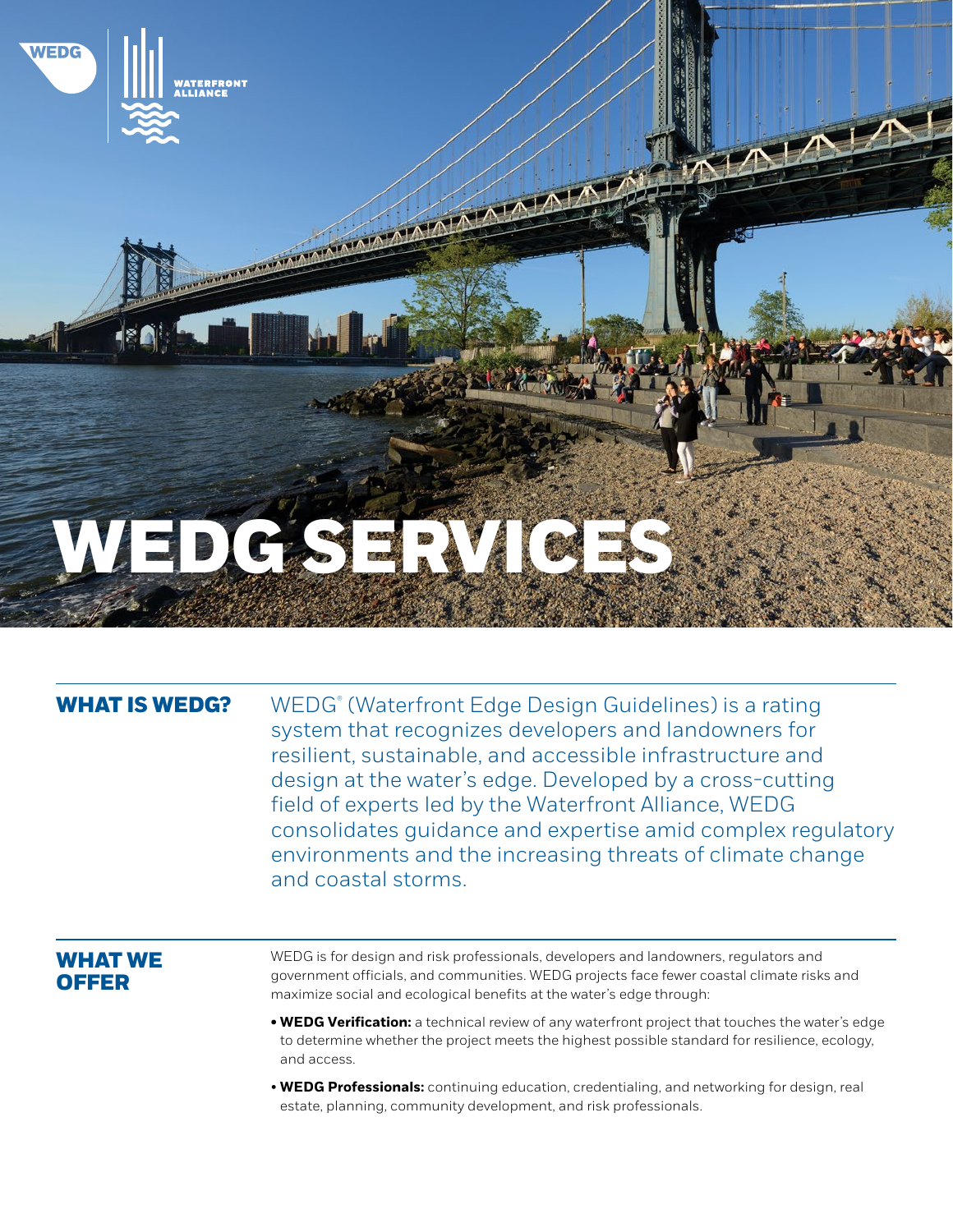# WEDG SERVICES

## WHAT IS WEDG?

WEDG® (Waterfront Edge Design Guidelines) is a rating system that recognizes developers and landowners for resilient, sustainable, and accessible infrastructure and design at the water's edge. Developed by a cross-cutting field of experts led by the Waterfront Alliance, WEDG consolidates guidance and expertise amid complex regulatory environments and the increasing threats of climate change and coastal storms.

## WHAT WE OFFER

WEDG is for design and risk professionals, developers and landowners, regulators and government officials, and communities. WEDG projects face fewer coastal climate risks and maximize social and ecological benefits at the water's edge through:

- **WEDG Verification:** a technical review of any waterfront project that touches the water's edge to determine whether the project meets the highest possible standard for resilience, ecology, and access.
- **WEDG Professionals:** continuing education, credentialing, and networking for design, real estate, planning, community development, and risk professionals.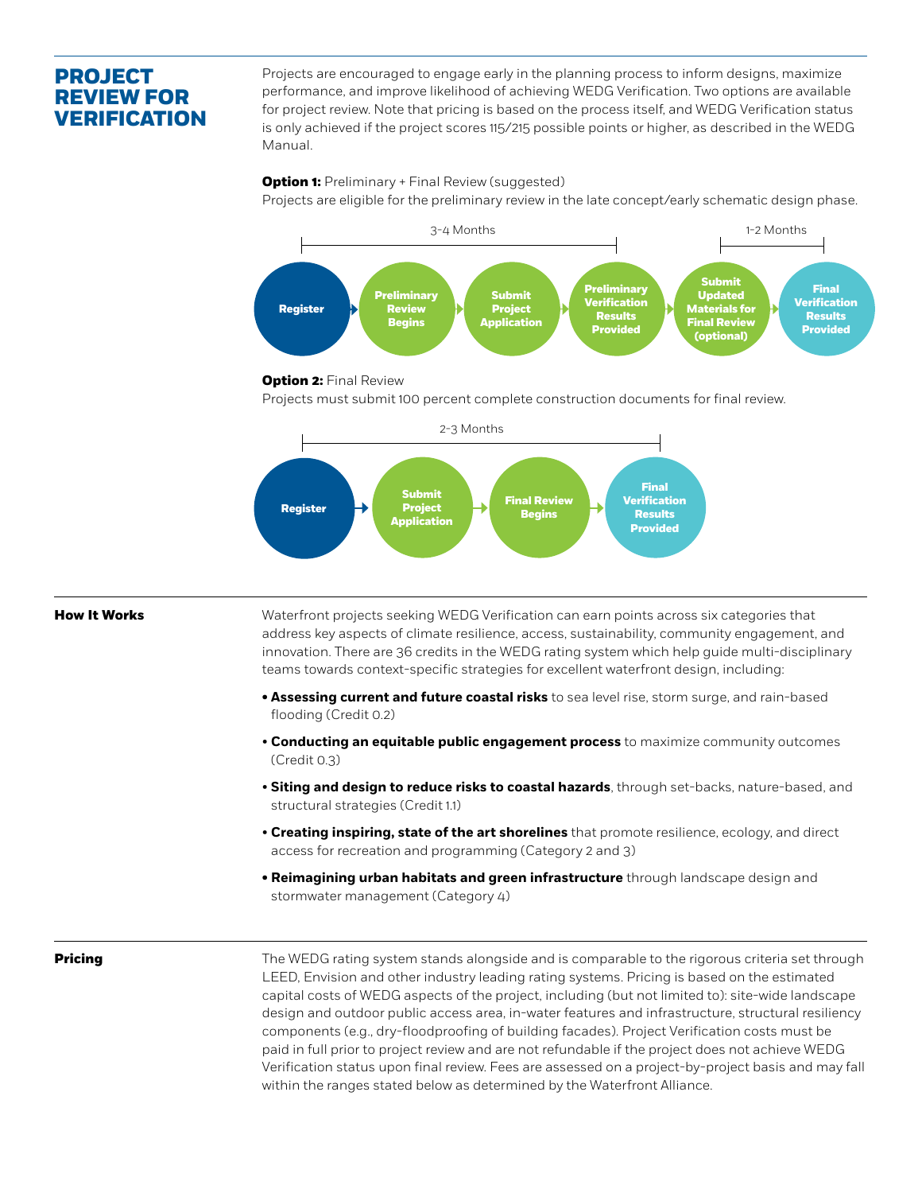## PROJECT REVIEW FOR VERIFICATION

Projects are encouraged to engage early in the planning process to inform designs, maximize performance, and improve likelihood of achieving WEDG Verification. Two options are available for project review. Note that pricing is based on the process itself, and WEDG Verification status is only achieved if the project scores 115/215 possible points or higher, as described in the WEDG Manual.

**Option 1:** Preliminary + Final Review (suggested)

Projects are eligible for the preliminary review in the late concept/early schematic design phase.

3-4 Months | 1-2 Months

Register → Preliminary Review Begins → Submit Project Application → Preliminary Verification Results Provided → Submit Updated Materials for Final Review (optional) → Final Verification Results Provided

**Option 2:** Final Review

Projects must submit 100 percent complete construction documents for final review.

2-3 Months

Register → Submit Project Application → Final Review Begins → Final Verification Results Provided

### How It Works

Waterfront projects seeking WEDG Verification can earn points across six categories that address key aspects of climate resilience, access, sustainability, community engagement, and innovation. There are 36 credits in the WEDG rating system which help guide multi-disciplinary teams towards context-specific strategies for excellent waterfront design, including:

- **Assessing current and future coastal risks** to sea level rise, storm surge, and rain-based flooding (Credit 0.2)
- **Conducting an equitable public engagement process** to maximize community outcomes (Credit 0.3)
- **Siting and design to reduce risks to coastal hazards**, through set-backs, nature-based, and structural strategies (Credit 1.1)
- **Creating inspiring, state of the art shorelines** that promote resilience, ecology, and direct access for recreation and programming (Category 2 and 3)
- **Reimagining urban habitats and green infrastructure** through landscape design and stormwater management (Category 4)

### Pricing

The WEDG rating system stands alongside and is comparable to the rigorous criteria set through LEED, Envision and other industry leading rating systems. Pricing is based on the estimated capital costs of WEDG aspects of the project, including (but not limited to): site-wide landscape design and outdoor public access area, in-water features and infrastructure, structural resiliency components (e.g., dry-floodproofing of building facades). Project Verification costs must be paid in full prior to project review and are not refundable if the project does not achieve WEDG Verification status upon final review. Fees are assessed on a project-by-project basis and may fall within the ranges stated below as determined by the Waterfront Alliance.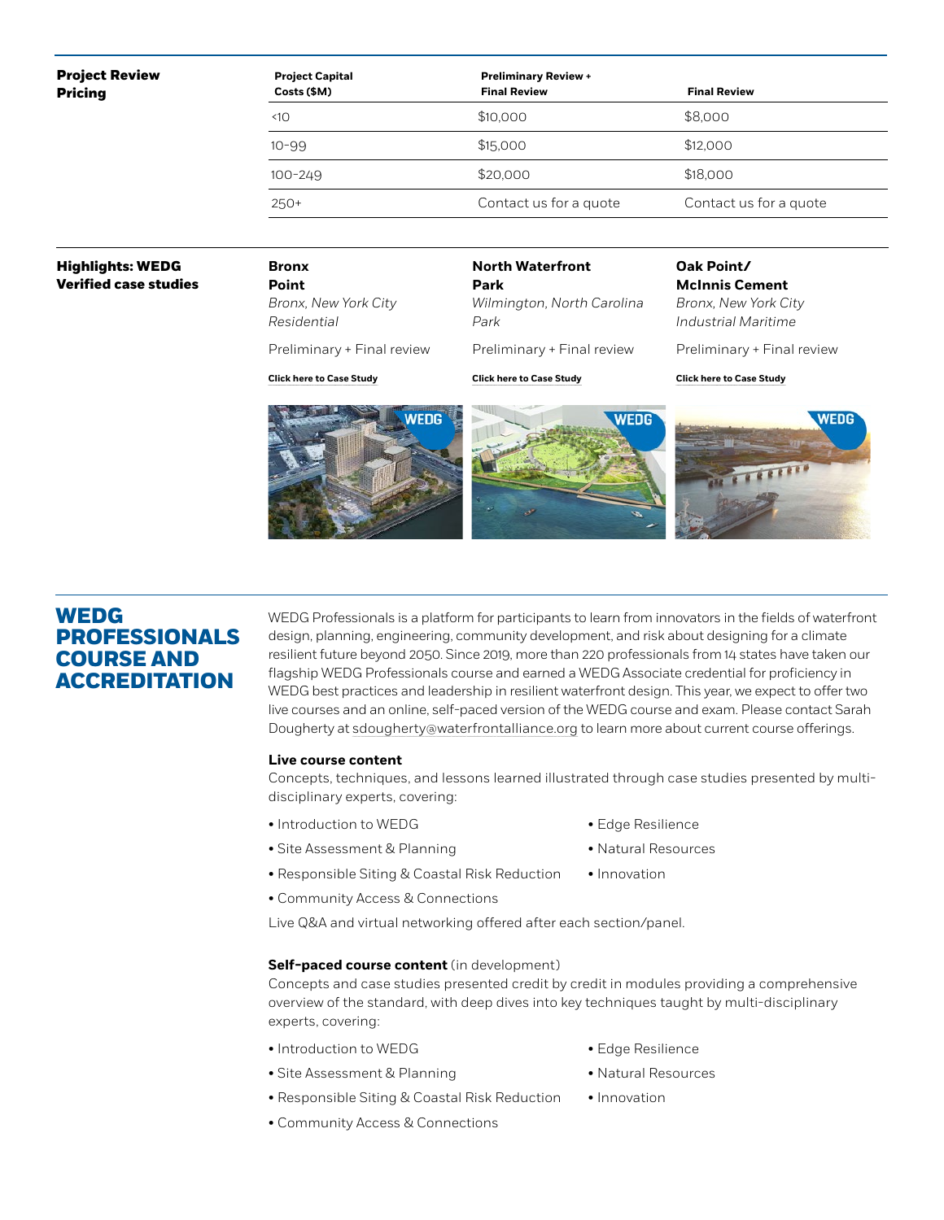## Project Review Pricing

| Project Capital Costs ($M) | Preliminary Review + Final Review | Final Review |
| --- | --- | --- |
| <10 | $10,000 | $8,000 |
| 10-99 | $15,000 | $12,000 |
| 100-249 | $20,000 | $18,000 |
| 250+ | Contact us for a quote | Contact us for a quote |

## Highlights: WEDG Verified case studies

**Bronx Point**
*Bronx, New York City*
*Residential*

Preliminary + Final review

**Click here to Case Study**

**North Waterfront Park**
*Wilmington, North Carolina*
*Park*

Preliminary + Final review

**Click here to Case Study**

**Oak Point/ McInnis Cement**
*Bronx, New York City*
*Industrial Maritime*

Preliminary + Final review

**Click here to Case Study**

# WEDG PROFESSIONALS COURSE AND ACCREDITATION

WEDG Professionals is a platform for participants to learn from innovators in the fields of waterfront design, planning, engineering, community development, and risk about designing for a climate resilient future beyond 2050. Since 2019, more than 220 professionals from 14 states have taken our flagship WEDG Professionals course and earned a WEDG Associate credential for proficiency in WEDG best practices and leadership in resilient waterfront design. This year, we expect to offer two live courses and an online, self-paced version of the WEDG course and exam. Please contact Sarah Dougherty at sdougherty@waterfrontalliance.org to learn more about current course offerings.

**Live course content**

Concepts, techniques, and lessons learned illustrated through case studies presented by multi-disciplinary experts, covering:

- Introduction to WEDG
- Site Assessment & Planning
- Responsible Siting & Coastal Risk Reduction
- Community Access & Connections
- Edge Resilience
- Natural Resources
- Innovation

Live Q&A and virtual networking offered after each section/panel.

**Self-paced course content** (in development)

Concepts and case studies presented credit by credit in modules providing a comprehensive overview of the standard, with deep dives into key techniques taught by multi-disciplinary experts, covering:

- Introduction to WEDG
- Site Assessment & Planning
- Responsible Siting & Coastal Risk Reduction
- Community Access & Connections
- Edge Resilience
- Natural Resources
- Innovation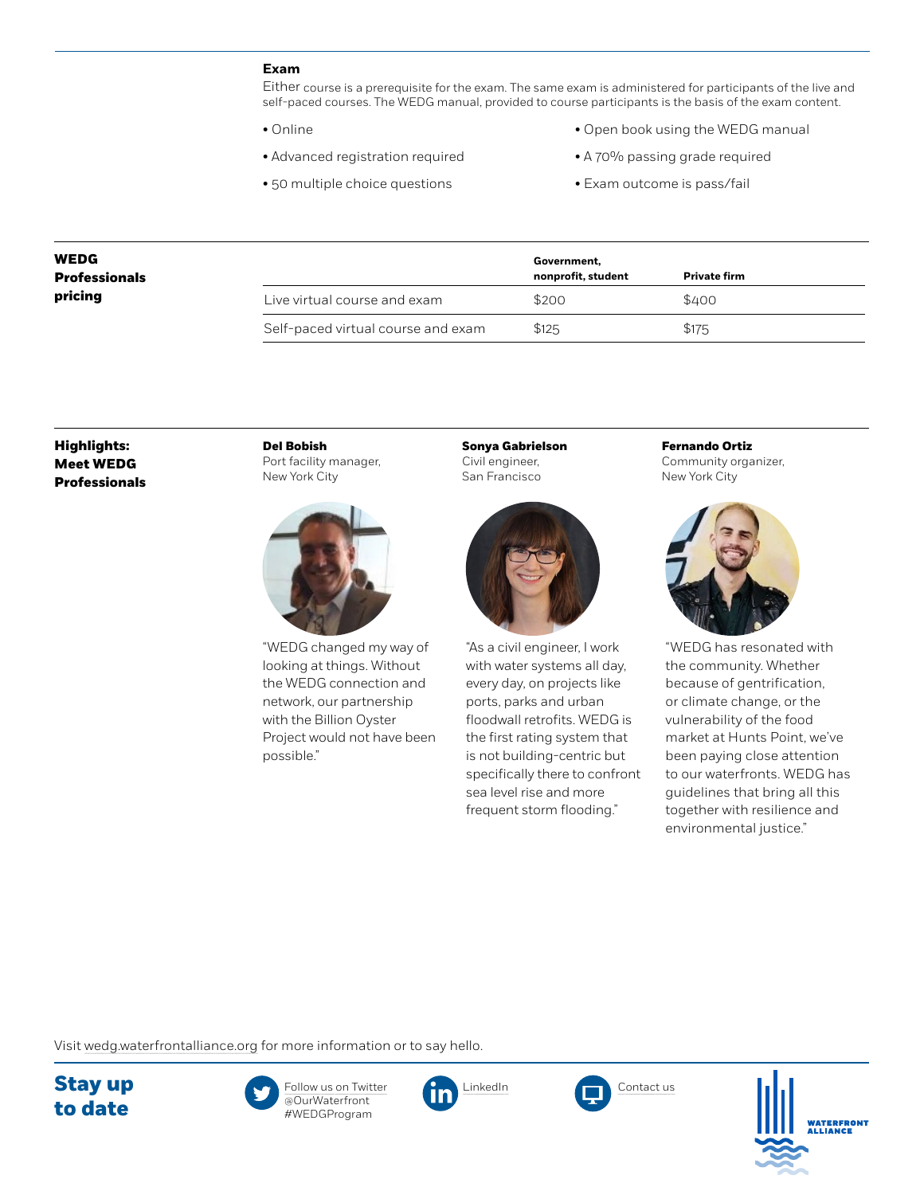## Exam

Either course is a prerequisite for the exam. The same exam is administered for participants of the live and self-paced courses. The WEDG manual, provided to course participants is the basis of the exam content.

- Online
- Advanced registration required
- 50 multiple choice questions
- Open book using the WEDG manual
- A 70% passing grade required
- Exam outcome is pass/fail

## WEDG Professionals pricing

| | Government, nonprofit, student | Private firm |
|---|---|---|
| Live virtual course and exam | $200 | $400 |
| Self-paced virtual course and exam | $125 | $175 |

## Highlights: Meet WEDG Professionals

**Del Bobish**
Port facility manager,
New York City

"WEDG changed my way of looking at things. Without the WEDG connection and network, our partnership with the Billion Oyster Project would not have been possible."

**Sonya Gabrielson**
Civil engineer,
San Francisco

"As a civil engineer, I work with water systems all day, every day, on projects like ports, parks and urban floodwall retrofits. WEDG is the first rating system that is not building-centric but specifically there to confront sea level rise and more frequent storm flooding."

**Fernando Ortiz**
Community organizer,
New York City

"WEDG has resonated with the community. Whether because of gentrification, or climate change, or the vulnerability of the food market at Hunts Point, we've been paying close attention to our waterfronts. WEDG has guidelines that bring all this together with resilience and environmental justice."

Visit wedg.waterfrontalliance.org for more information or to say hello.

## Stay up to date

Follow us on Twitter
@OurWaterfront
#WEDGProgram

LinkedIn

Contact us

WATERFRONT ALLIANCE